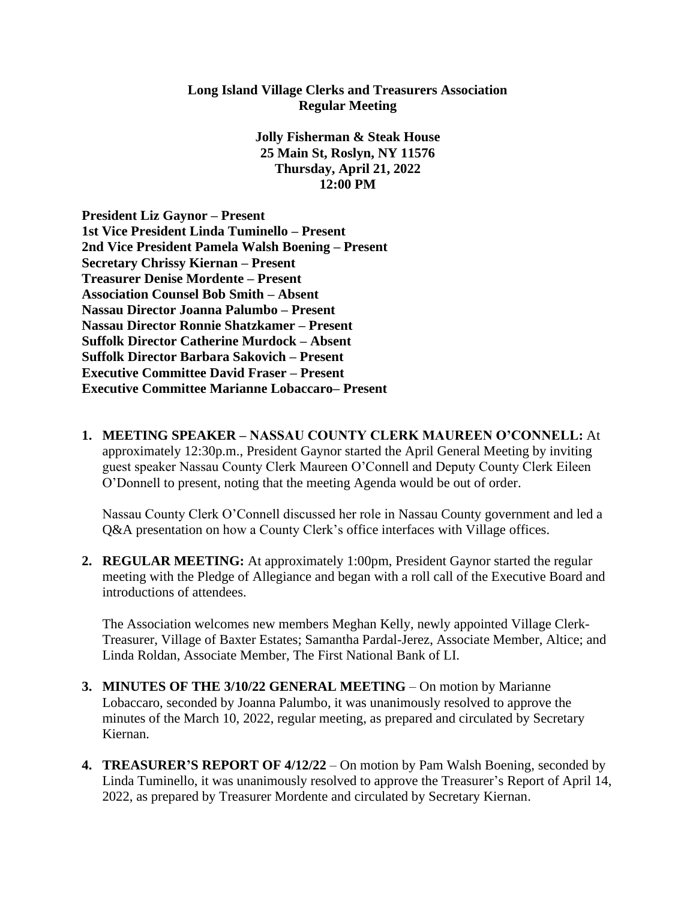**Long Island Village Clerks and Treasurers Association**
**Regular Meeting**

**Jolly Fisherman & Steak House**
**25 Main St, Roslyn, NY 11576**
**Thursday, April 21, 2022**
**12:00 PM**

**President Liz Gaynor – Present**
**1st Vice President Linda Tuminello – Present**
**2nd Vice President Pamela Walsh Boening – Present**
**Secretary Chrissy Kiernan – Present**
**Treasurer Denise Mordente – Present**
**Association Counsel Bob Smith – Absent**
**Nassau Director Joanna Palumbo – Present**
**Nassau Director Ronnie Shatzkamer – Present**
**Suffolk Director Catherine Murdock – Absent**
**Suffolk Director Barbara Sakovich – Present**
**Executive Committee David Fraser – Present**
**Executive Committee Marianne Lobaccaro– Present**

1. **MEETING SPEAKER – NASSAU COUNTY CLERK MAUREEN O'CONNELL:** At approximately 12:30p.m., President Gaynor started the April General Meeting by inviting guest speaker Nassau County Clerk Maureen O'Connell and Deputy County Clerk Eileen O'Donnell to present, noting that the meeting Agenda would be out of order.

   Nassau County Clerk O'Connell discussed her role in Nassau County government and led a Q&A presentation on how a County Clerk's office interfaces with Village offices.

2. **REGULAR MEETING:** At approximately 1:00pm, President Gaynor started the regular meeting with the Pledge of Allegiance and began with a roll call of the Executive Board and introductions of attendees.

   The Association welcomes new members Meghan Kelly, newly appointed Village Clerk-Treasurer, Village of Baxter Estates; Samantha Pardal-Jerez, Associate Member, Altice; and Linda Roldan, Associate Member, The First National Bank of LI.

3. **MINUTES OF THE 3/10/22 GENERAL MEETING** – On motion by Marianne Lobaccaro, seconded by Joanna Palumbo, it was unanimously resolved to approve the minutes of the March 10, 2022, regular meeting, as prepared and circulated by Secretary Kiernan.

4. **TREASURER'S REPORT OF 4/12/22** – On motion by Pam Walsh Boening, seconded by Linda Tuminello, it was unanimously resolved to approve the Treasurer's Report of April 14, 2022, as prepared by Treasurer Mordente and circulated by Secretary Kiernan.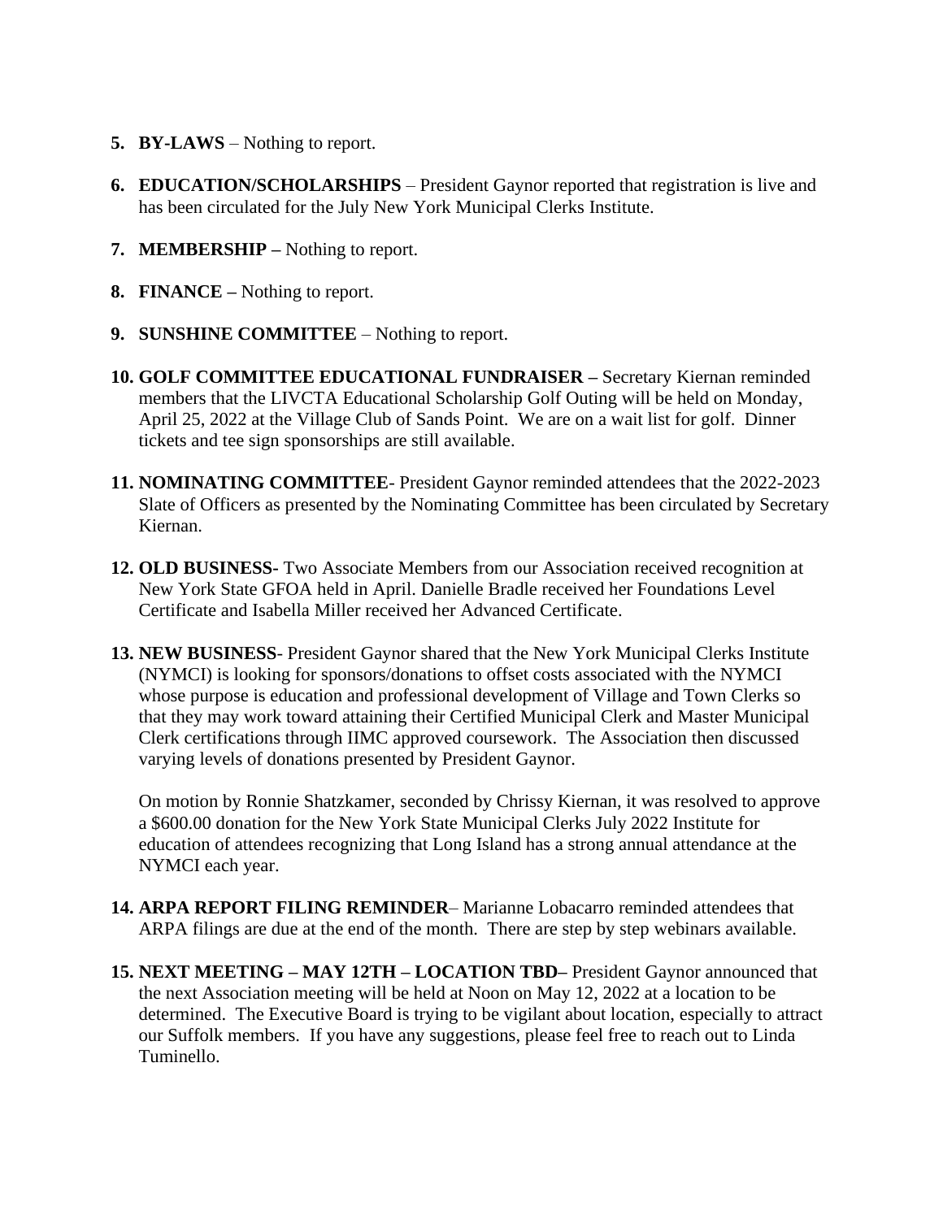5. **BY-LAWS** – Nothing to report.

6. **EDUCATION/SCHOLARSHIPS** – President Gaynor reported that registration is live and has been circulated for the July New York Municipal Clerks Institute.

7. **MEMBERSHIP –** Nothing to report.

8. **FINANCE –** Nothing to report.

9. **SUNSHINE COMMITTEE** – Nothing to report.

10. **GOLF COMMITTEE EDUCATIONAL FUNDRAISER –** Secretary Kiernan reminded members that the LIVCTA Educational Scholarship Golf Outing will be held on Monday, April 25, 2022 at the Village Club of Sands Point. We are on a wait list for golf. Dinner tickets and tee sign sponsorships are still available.

11. **NOMINATING COMMITTEE**- President Gaynor reminded attendees that the 2022-2023 Slate of Officers as presented by the Nominating Committee has been circulated by Secretary Kiernan.

12. **OLD BUSINESS-** Two Associate Members from our Association received recognition at New York State GFOA held in April. Danielle Bradle received her Foundations Level Certificate and Isabella Miller received her Advanced Certificate.

13. **NEW BUSINESS**- President Gaynor shared that the New York Municipal Clerks Institute (NYMCI) is looking for sponsors/donations to offset costs associated with the NYMCI whose purpose is education and professional development of Village and Town Clerks so that they may work toward attaining their Certified Municipal Clerk and Master Municipal Clerk certifications through IIMC approved coursework. The Association then discussed varying levels of donations presented by President Gaynor.

    On motion by Ronnie Shatzkamer, seconded by Chrissy Kiernan, it was resolved to approve a $600.00 donation for the New York State Municipal Clerks July 2022 Institute for education of attendees recognizing that Long Island has a strong annual attendance at the NYMCI each year.

14. **ARPA REPORT FILING REMINDER**– Marianne Lobacarro reminded attendees that ARPA filings are due at the end of the month. There are step by step webinars available.

15. **NEXT MEETING – MAY 12TH – LOCATION TBD–** President Gaynor announced that the next Association meeting will be held at Noon on May 12, 2022 at a location to be determined. The Executive Board is trying to be vigilant about location, especially to attract our Suffolk members. If you have any suggestions, please feel free to reach out to Linda Tuminello.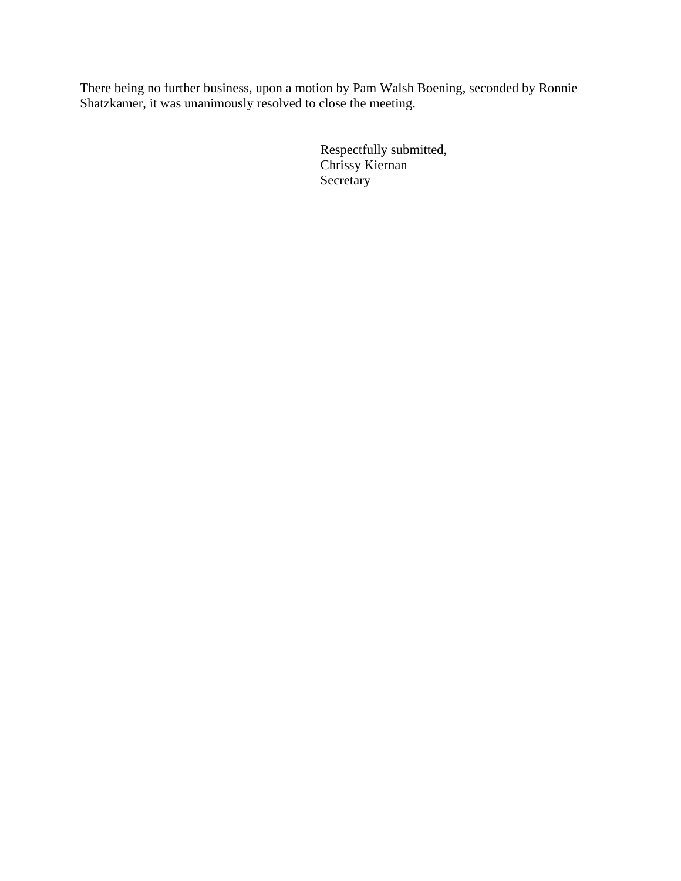There being no further business, upon a motion by Pam Walsh Boening, seconded by Ronnie Shatzkamer, it was unanimously resolved to close the meeting.

Respectfully submitted,  
Chrissy Kiernan  
Secretary